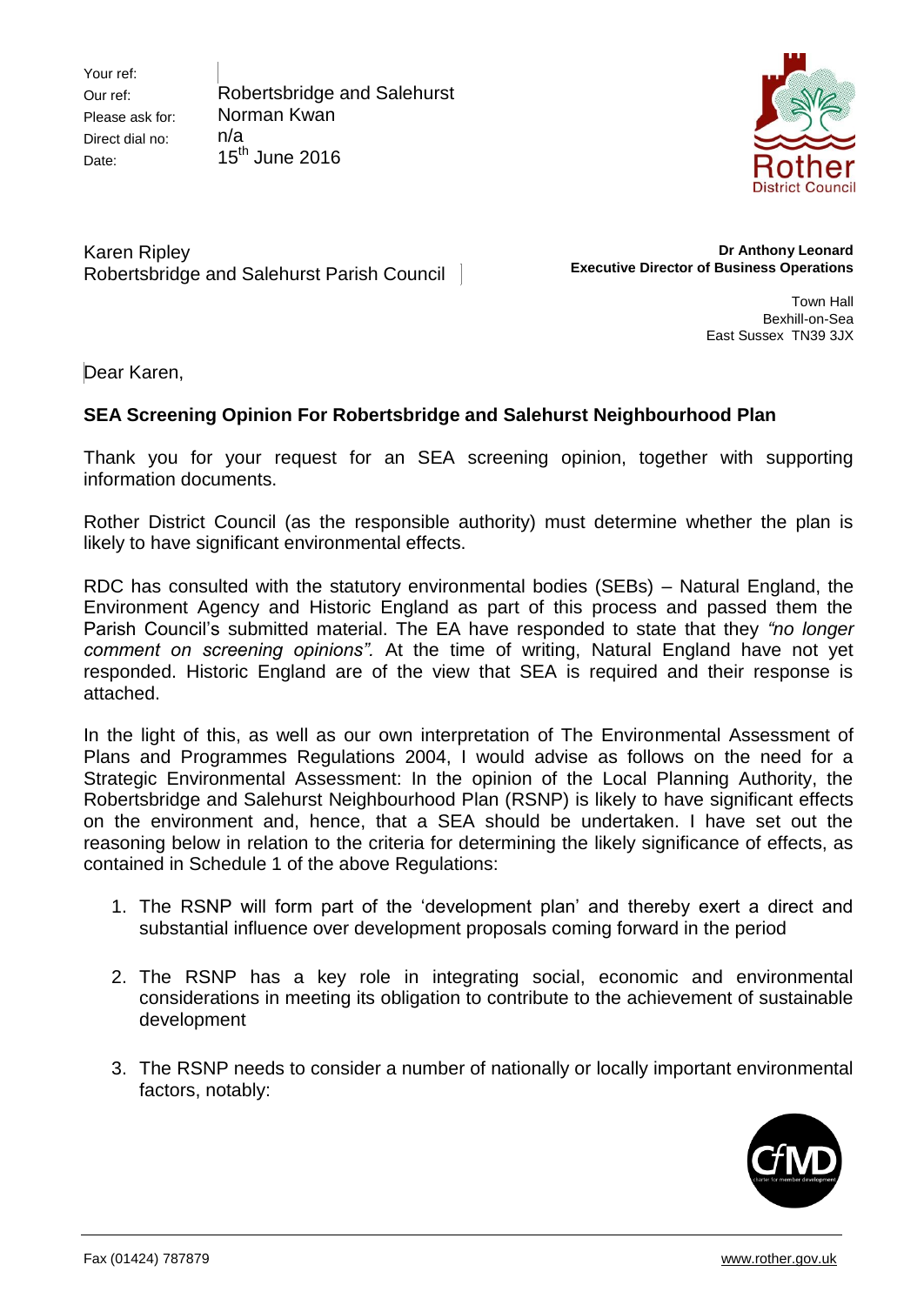Your ref:
Our ref: Robertsbridge and Salehurst
Please ask for: Norman Kwan
Direct dial no: n/a
Date: 15th June 2016

Karen Ripley
Robertsbridge and Salehurst Parish Council

**Dr Anthony Leonard**
**Executive Director of Business Operations**

Town Hall
Bexhill-on-Sea
East Sussex TN39 3JX

Dear Karen,

**SEA Screening Opinion For Robertsbridge and Salehurst Neighbourhood Plan**

Thank you for your request for an SEA screening opinion, together with supporting information documents.

Rother District Council (as the responsible authority) must determine whether the plan is likely to have significant environmental effects.

RDC has consulted with the statutory environmental bodies (SEBs) – Natural England, the Environment Agency and Historic England as part of this process and passed them the Parish Council's submitted material. The EA have responded to state that they *"no longer comment on screening opinions".* At the time of writing, Natural England have not yet responded. Historic England are of the view that SEA is required and their response is attached.

In the light of this, as well as our own interpretation of The Environmental Assessment of Plans and Programmes Regulations 2004, I would advise as follows on the need for a Strategic Environmental Assessment: In the opinion of the Local Planning Authority, the Robertsbridge and Salehurst Neighbourhood Plan (RSNP) is likely to have significant effects on the environment and, hence, that a SEA should be undertaken. I have set out the reasoning below in relation to the criteria for determining the likely significance of effects, as contained in Schedule 1 of the above Regulations:

1. The RSNP will form part of the 'development plan' and thereby exert a direct and substantial influence over development proposals coming forward in the period

2. The RSNP has a key role in integrating social, economic and environmental considerations in meeting its obligation to contribute to the achievement of sustainable development

3. The RSNP needs to consider a number of nationally or locally important environmental factors, notably: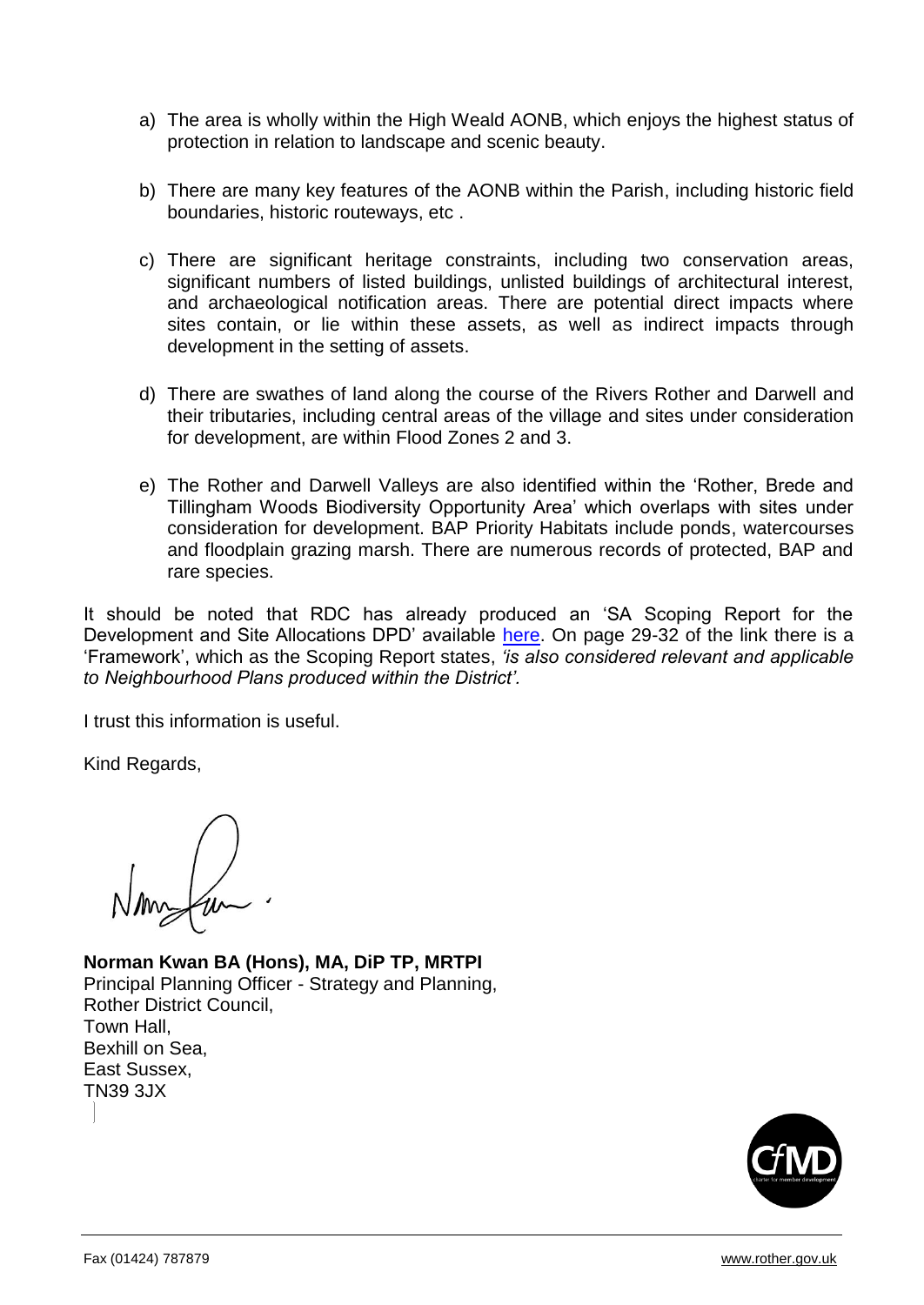a) The area is wholly within the High Weald AONB, which enjoys the highest status of protection in relation to landscape and scenic beauty.

b) There are many key features of the AONB within the Parish, including historic field boundaries, historic routeways, etc .

c) There are significant heritage constraints, including two conservation areas, significant numbers of listed buildings, unlisted buildings of architectural interest, and archaeological notification areas. There are potential direct impacts where sites contain, or lie within these assets, as well as indirect impacts through development in the setting of assets.

d) There are swathes of land along the course of the Rivers Rother and Darwell and their tributaries, including central areas of the village and sites under consideration for development, are within Flood Zones 2 and 3.

e) The Rother and Darwell Valleys are also identified within the 'Rother, Brede and Tillingham Woods Biodiversity Opportunity Area' which overlaps with sites under consideration for development. BAP Priority Habitats include ponds, watercourses and floodplain grazing marsh. There are numerous records of protected, BAP and rare species.

It should be noted that RDC has already produced an 'SA Scoping Report for the Development and Site Allocations DPD' available here. On page 29-32 of the link there is a 'Framework', which as the Scoping Report states, *'is also considered relevant and applicable to Neighbourhood Plans produced within the District'*.

I trust this information is useful.

Kind Regards,

**Norman Kwan BA (Hons), MA, DiP TP, MRTPI**
Principal Planning Officer - Strategy and Planning,
Rother District Council,
Town Hall,
Bexhill on Sea,
East Sussex,
TN39 3JX

Fax (01424) 787879

www.rother.gov.uk